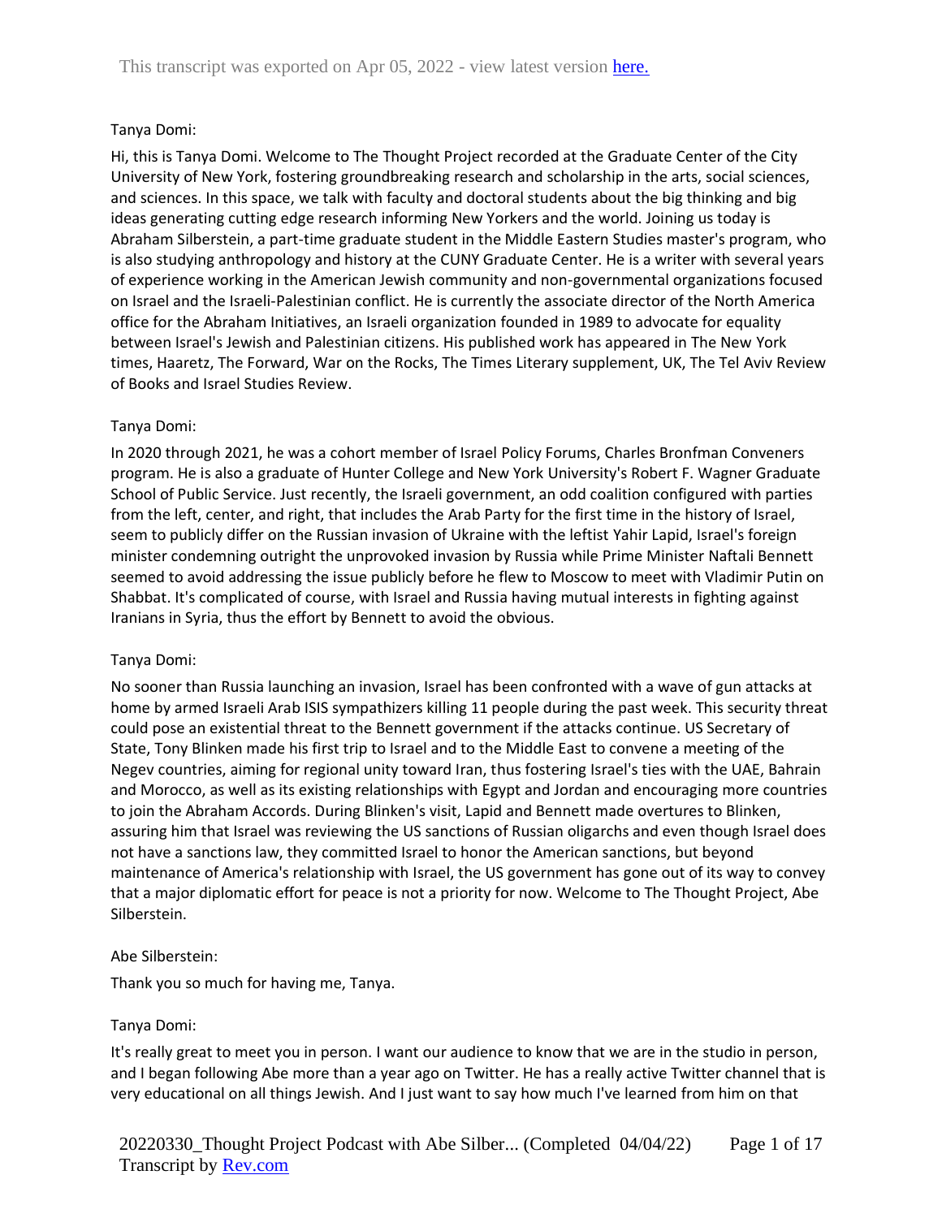This transcript was exported on Apr 05, 2022 - view latest version [here.]

Tanya Domi:

Hi, this is Tanya Domi. Welcome to The Thought Project recorded at the Graduate Center of the City University of New York, fostering groundbreaking research and scholarship in the arts, social sciences, and sciences. In this space, we talk with faculty and doctoral students about the big thinking and big ideas generating cutting edge research informing New Yorkers and the world. Joining us today is Abraham Silberstein, a part-time graduate student in the Middle Eastern Studies master's program, who is also studying anthropology and history at the CUNY Graduate Center. He is a writer with several years of experience working in the American Jewish community and non-governmental organizations focused on Israel and the Israeli-Palestinian conflict. He is currently the associate director of the North America office for the Abraham Initiatives, an Israeli organization founded in 1989 to advocate for equality between Israel's Jewish and Palestinian citizens. His published work has appeared in The New York times, Haaretz, The Forward, War on the Rocks, The Times Literary supplement, UK, The Tel Aviv Review of Books and Israel Studies Review.

Tanya Domi:

In 2020 through 2021, he was a cohort member of Israel Policy Forums, Charles Bronfman Conveners program. He is also a graduate of Hunter College and New York University's Robert F. Wagner Graduate School of Public Service. Just recently, the Israeli government, an odd coalition configured with parties from the left, center, and right, that includes the Arab Party for the first time in the history of Israel, seem to publicly differ on the Russian invasion of Ukraine with the leftist Yahir Lapid, Israel's foreign minister condemning outright the unprovoked invasion by Russia while Prime Minister Naftali Bennett seemed to avoid addressing the issue publicly before he flew to Moscow to meet with Vladimir Putin on Shabbat. It's complicated of course, with Israel and Russia having mutual interests in fighting against Iranians in Syria, thus the effort by Bennett to avoid the obvious.

Tanya Domi:

No sooner than Russia launching an invasion, Israel has been confronted with a wave of gun attacks at home by armed Israeli Arab ISIS sympathizers killing 11 people during the past week. This security threat could pose an existential threat to the Bennett government if the attacks continue. US Secretary of State, Tony Blinken made his first trip to Israel and to the Middle East to convene a meeting of the Negev countries, aiming for regional unity toward Iran, thus fostering Israel's ties with the UAE, Bahrain and Morocco, as well as its existing relationships with Egypt and Jordan and encouraging more countries to join the Abraham Accords. During Blinken's visit, Lapid and Bennett made overtures to Blinken, assuring him that Israel was reviewing the US sanctions of Russian oligarchs and even though Israel does not have a sanctions law, they committed Israel to honor the American sanctions, but beyond maintenance of America's relationship with Israel, the US government has gone out of its way to convey that a major diplomatic effort for peace is not a priority for now. Welcome to The Thought Project, Abe Silberstein.

Abe Silberstein:

Thank you so much for having me, Tanya.

Tanya Domi:

It's really great to meet you in person. I want our audience to know that we are in the studio in person, and I began following Abe more than a year ago on Twitter. He has a really active Twitter channel that is very educational on all things Jewish. And I just want to say how much I've learned from him on that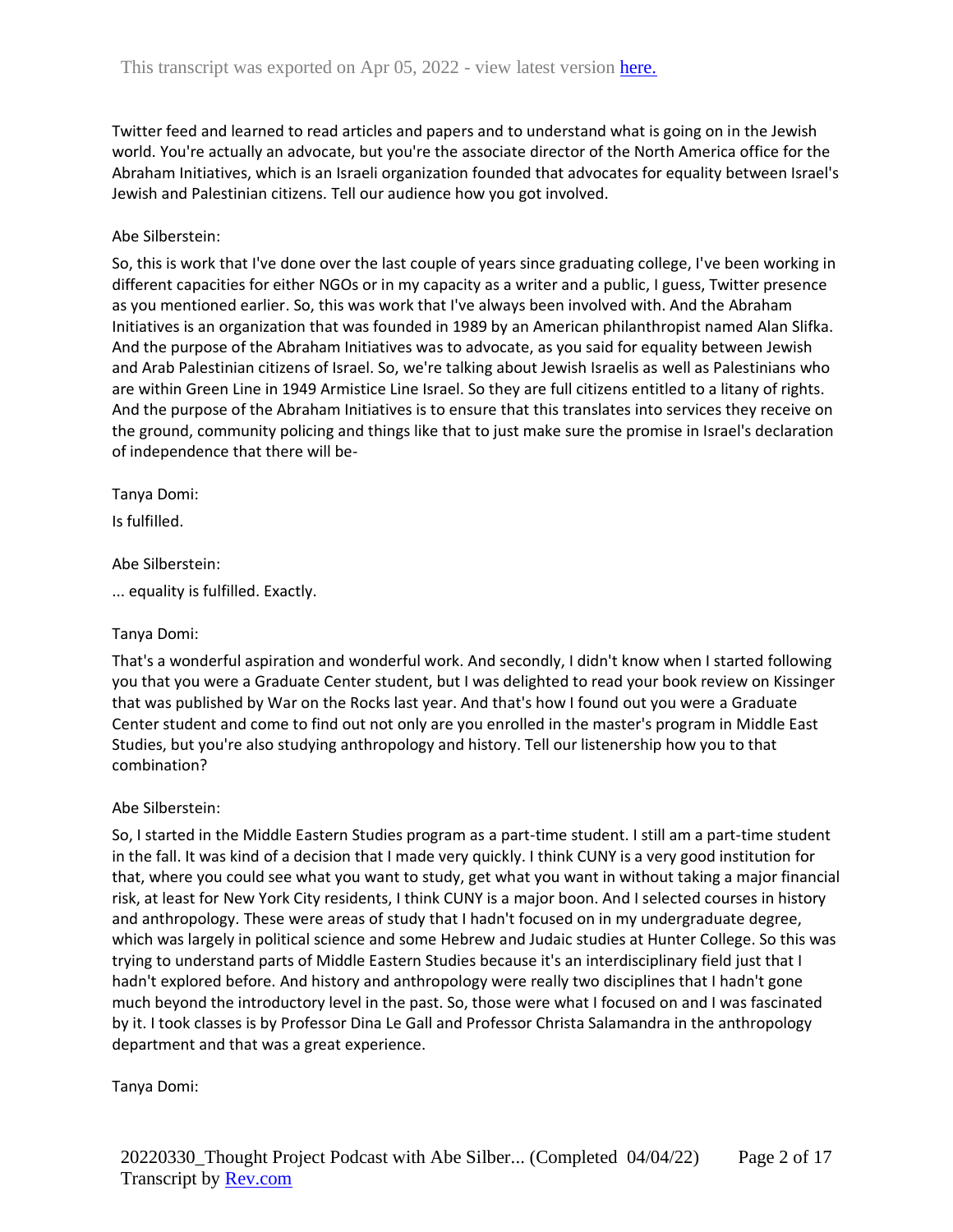Twitter feed and learned to read articles and papers and to understand what is going on in the Jewish world. You're actually an advocate, but you're the associate director of the North America office for the Abraham Initiatives, which is an Israeli organization founded that advocates for equality between Israel's Jewish and Palestinian citizens. Tell our audience how you got involved.

Abe Silberstein:

So, this is work that I've done over the last couple of years since graduating college, I've been working in different capacities for either NGOs or in my capacity as a writer and a public, I guess, Twitter presence as you mentioned earlier. So, this was work that I've always been involved with. And the Abraham Initiatives is an organization that was founded in 1989 by an American philanthropist named Alan Slifka. And the purpose of the Abraham Initiatives was to advocate, as you said for equality between Jewish and Arab Palestinian citizens of Israel. So, we're talking about Jewish Israelis as well as Palestinians who are within Green Line in 1949 Armistice Line Israel. So they are full citizens entitled to a litany of rights. And the purpose of the Abraham Initiatives is to ensure that this translates into services they receive on the ground, community policing and things like that to just make sure the promise in Israel's declaration of independence that there will be-

Tanya Domi:

Is fulfilled.

Abe Silberstein:

... equality is fulfilled. Exactly.

Tanya Domi:

That's a wonderful aspiration and wonderful work. And secondly, I didn't know when I started following you that you were a Graduate Center student, but I was delighted to read your book review on Kissinger that was published by War on the Rocks last year. And that's how I found out you were a Graduate Center student and come to find out not only are you enrolled in the master's program in Middle East Studies, but you're also studying anthropology and history. Tell our listenership how you to that combination?

Abe Silberstein:

So, I started in the Middle Eastern Studies program as a part-time student. I still am a part-time student in the fall. It was kind of a decision that I made very quickly. I think CUNY is a very good institution for that, where you could see what you want to study, get what you want in without taking a major financial risk, at least for New York City residents, I think CUNY is a major boon. And I selected courses in history and anthropology. These were areas of study that I hadn't focused on in my undergraduate degree, which was largely in political science and some Hebrew and Judaic studies at Hunter College. So this was trying to understand parts of Middle Eastern Studies because it's an interdisciplinary field just that I hadn't explored before. And history and anthropology were really two disciplines that I hadn't gone much beyond the introductory level in the past. So, those were what I focused on and I was fascinated by it. I took classes is by Professor Dina Le Gall and Professor Christa Salamandra in the anthropology department and that was a great experience.

Tanya Domi: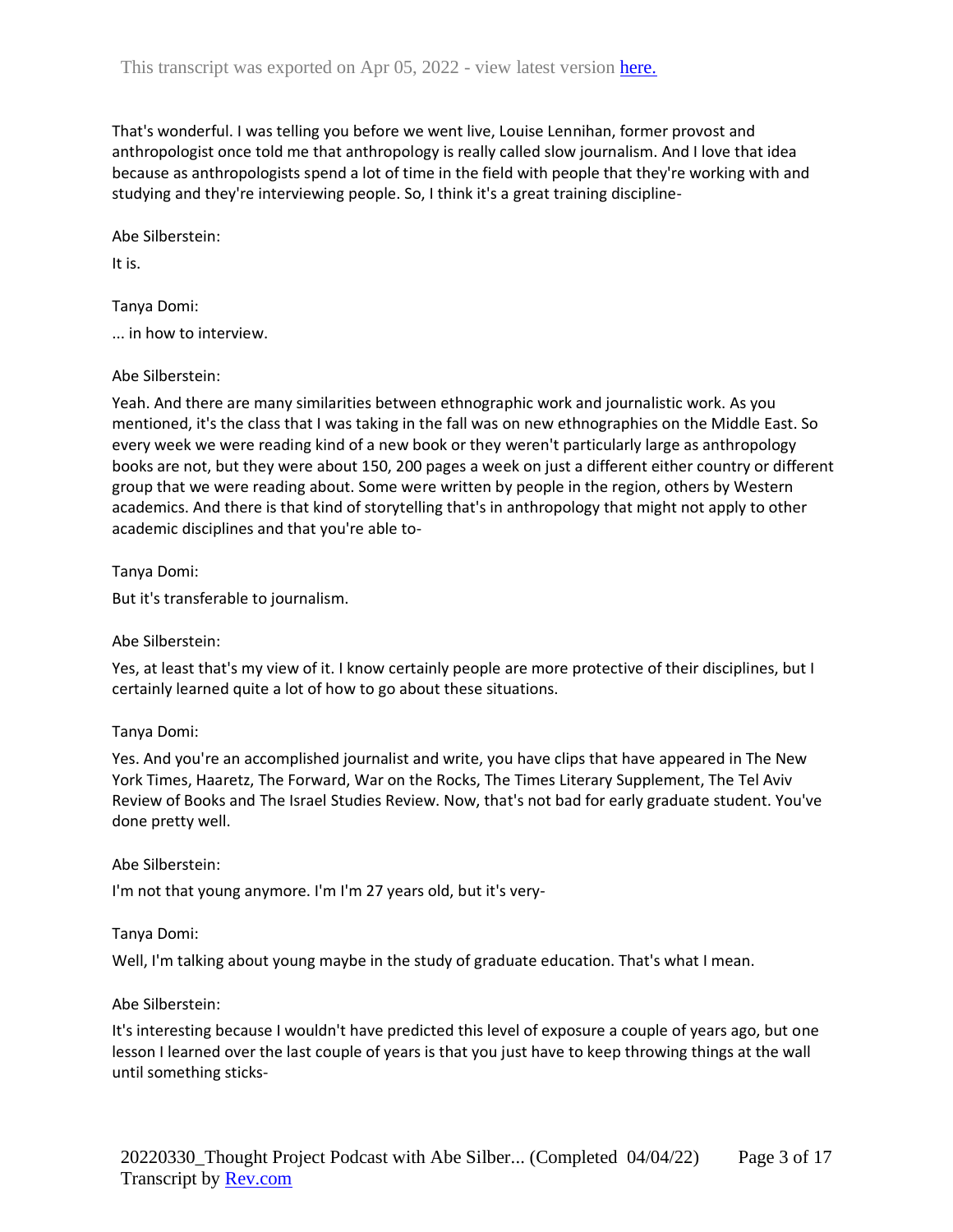That's wonderful. I was telling you before we went live, Louise Lennihan, former provost and anthropologist once told me that anthropology is really called slow journalism. And I love that idea because as anthropologists spend a lot of time in the field with people that they're working with and studying and they're interviewing people. So, I think it's a great training discipline-

Abe Silberstein:

It is.

Tanya Domi:

... in how to interview.

Abe Silberstein:

Yeah. And there are many similarities between ethnographic work and journalistic work. As you mentioned, it's the class that I was taking in the fall was on new ethnographies on the Middle East. So every week we were reading kind of a new book or they weren't particularly large as anthropology books are not, but they were about 150, 200 pages a week on just a different either country or different group that we were reading about. Some were written by people in the region, others by Western academics. And there is that kind of storytelling that's in anthropology that might not apply to other academic disciplines and that you're able to-

Tanya Domi:

But it's transferable to journalism.

Abe Silberstein:

Yes, at least that's my view of it. I know certainly people are more protective of their disciplines, but I certainly learned quite a lot of how to go about these situations.

Tanya Domi:

Yes. And you're an accomplished journalist and write, you have clips that have appeared in The New York Times, Haaretz, The Forward, War on the Rocks, The Times Literary Supplement, The Tel Aviv Review of Books and The Israel Studies Review. Now, that's not bad for early graduate student. You've done pretty well.

Abe Silberstein:

I'm not that young anymore. I'm I'm 27 years old, but it's very-

Tanya Domi:

Well, I'm talking about young maybe in the study of graduate education. That's what I mean.

Abe Silberstein:

It's interesting because I wouldn't have predicted this level of exposure a couple of years ago, but one lesson I learned over the last couple of years is that you just have to keep throwing things at the wall until something sticks-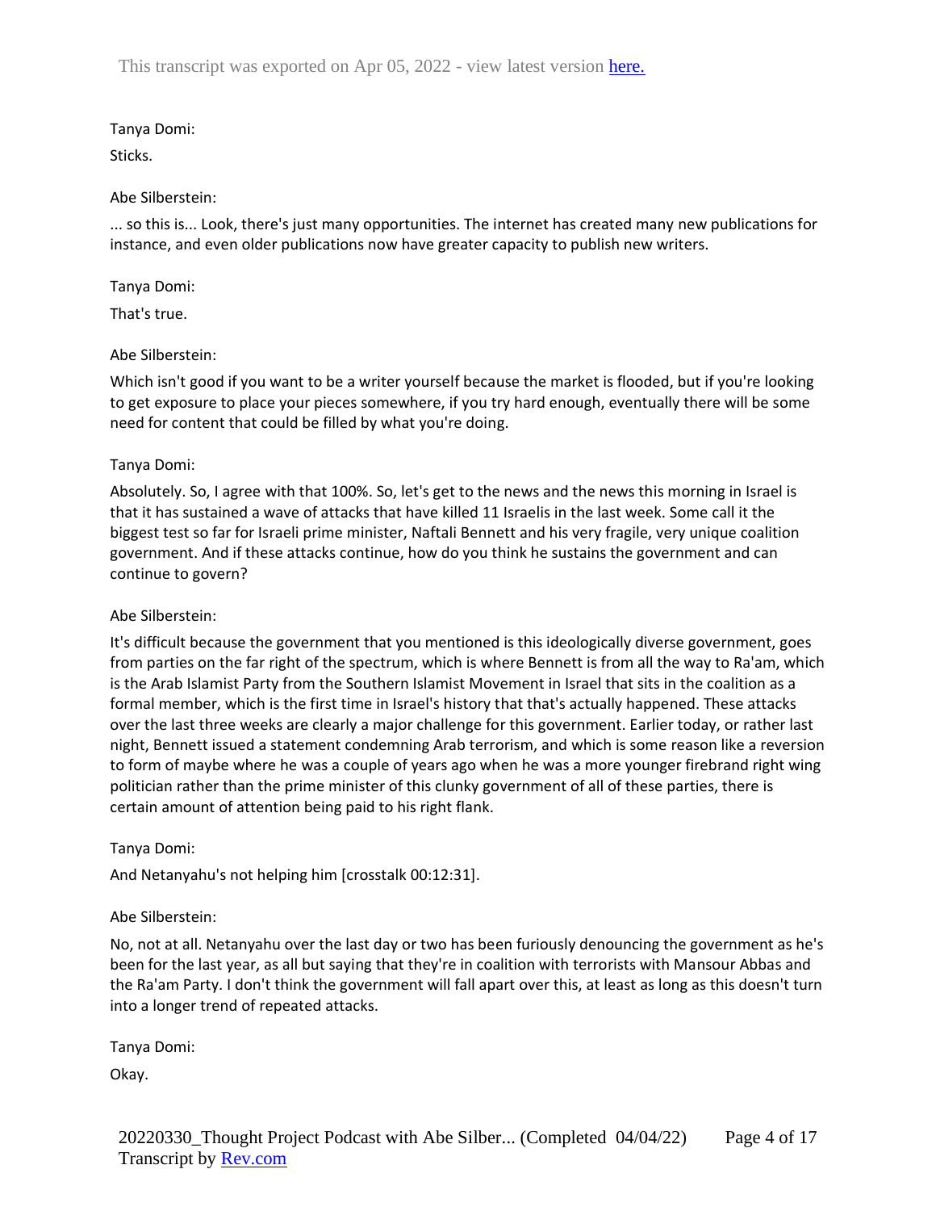Tanya Domi:

Sticks.

Abe Silberstein:

... so this is... Look, there's just many opportunities. The internet has created many new publications for instance, and even older publications now have greater capacity to publish new writers.

Tanya Domi:

That's true.

Abe Silberstein:

Which isn't good if you want to be a writer yourself because the market is flooded, but if you're looking to get exposure to place your pieces somewhere, if you try hard enough, eventually there will be some need for content that could be filled by what you're doing.

Tanya Domi:

Absolutely. So, I agree with that 100%. So, let's get to the news and the news this morning in Israel is that it has sustained a wave of attacks that have killed 11 Israelis in the last week. Some call it the biggest test so far for Israeli prime minister, Naftali Bennett and his very fragile, very unique coalition government. And if these attacks continue, how do you think he sustains the government and can continue to govern?

Abe Silberstein:

It's difficult because the government that you mentioned is this ideologically diverse government, goes from parties on the far right of the spectrum, which is where Bennett is from all the way to Ra'am, which is the Arab Islamist Party from the Southern Islamist Movement in Israel that sits in the coalition as a formal member, which is the first time in Israel's history that that's actually happened. These attacks over the last three weeks are clearly a major challenge for this government. Earlier today, or rather last night, Bennett issued a statement condemning Arab terrorism, and which is some reason like a reversion to form of maybe where he was a couple of years ago when he was a more younger firebrand right wing politician rather than the prime minister of this clunky government of all of these parties, there is certain amount of attention being paid to his right flank.

Tanya Domi:

And Netanyahu's not helping him [crosstalk 00:12:31].

Abe Silberstein:

No, not at all. Netanyahu over the last day or two has been furiously denouncing the government as he's been for the last year, as all but saying that they're in coalition with terrorists with Mansour Abbas and the Ra'am Party. I don't think the government will fall apart over this, at least as long as this doesn't turn into a longer trend of repeated attacks.

Tanya Domi:

Okay.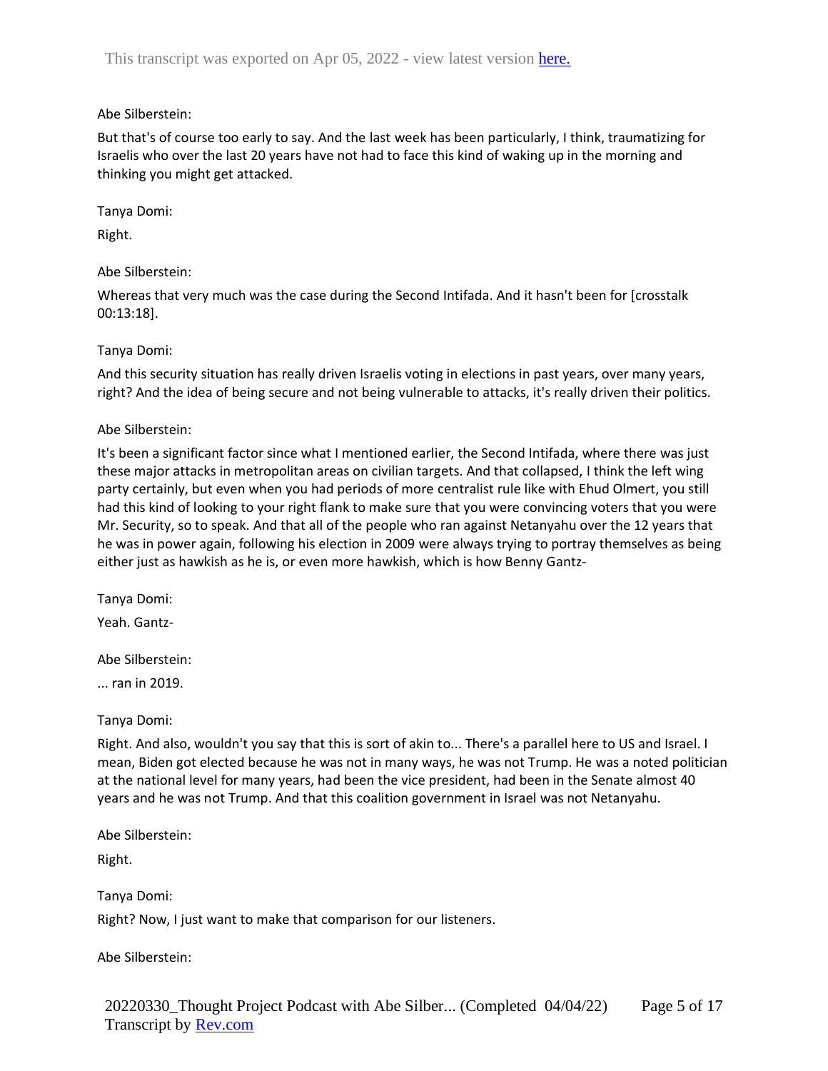Abe Silberstein:

But that's of course too early to say. And the last week has been particularly, I think, traumatizing for Israelis who over the last 20 years have not had to face this kind of waking up in the morning and thinking you might get attacked.

Tanya Domi:

Right.

Abe Silberstein:

Whereas that very much was the case during the Second Intifada. And it hasn't been for [crosstalk 00:13:18].

Tanya Domi:

And this security situation has really driven Israelis voting in elections in past years, over many years, right? And the idea of being secure and not being vulnerable to attacks, it's really driven their politics.

Abe Silberstein:

It's been a significant factor since what I mentioned earlier, the Second Intifada, where there was just these major attacks in metropolitan areas on civilian targets. And that collapsed, I think the left wing party certainly, but even when you had periods of more centralist rule like with Ehud Olmert, you still had this kind of looking to your right flank to make sure that you were convincing voters that you were Mr. Security, so to speak. And that all of the people who ran against Netanyahu over the 12 years that he was in power again, following his election in 2009 were always trying to portray themselves as being either just as hawkish as he is, or even more hawkish, which is how Benny Gantz-

Tanya Domi:

Yeah. Gantz-

Abe Silberstein:

... ran in 2019.

Tanya Domi:

Right. And also, wouldn't you say that this is sort of akin to... There's a parallel here to US and Israel. I mean, Biden got elected because he was not in many ways, he was not Trump. He was a noted politician at the national level for many years, had been the vice president, had been in the Senate almost 40 years and he was not Trump. And that this coalition government in Israel was not Netanyahu.

Abe Silberstein:

Right.

Tanya Domi:

Right? Now, I just want to make that comparison for our listeners.

Abe Silberstein: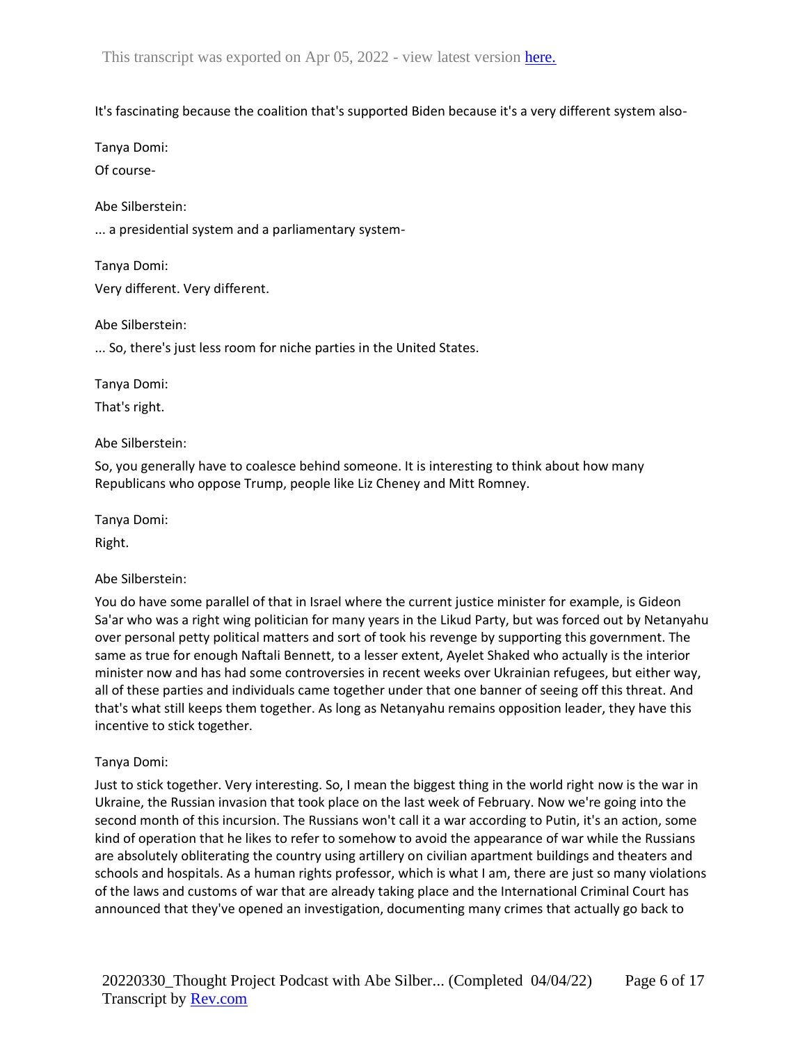It's fascinating because the coalition that's supported Biden because it's a very different system also-

Tanya Domi:

Of course-

Abe Silberstein:

... a presidential system and a parliamentary system-

Tanya Domi:

Very different. Very different.

Abe Silberstein:

... So, there's just less room for niche parties in the United States.

Tanya Domi:

That's right.

Abe Silberstein:

So, you generally have to coalesce behind someone. It is interesting to think about how many Republicans who oppose Trump, people like Liz Cheney and Mitt Romney.

Tanya Domi:

Right.

Abe Silberstein:

You do have some parallel of that in Israel where the current justice minister for example, is Gideon Sa'ar who was a right wing politician for many years in the Likud Party, but was forced out by Netanyahu over personal petty political matters and sort of took his revenge by supporting this government. The same as true for enough Naftali Bennett, to a lesser extent, Ayelet Shaked who actually is the interior minister now and has had some controversies in recent weeks over Ukrainian refugees, but either way, all of these parties and individuals came together under that one banner of seeing off this threat. And that's what still keeps them together. As long as Netanyahu remains opposition leader, they have this incentive to stick together.

Tanya Domi:

Just to stick together. Very interesting. So, I mean the biggest thing in the world right now is the war in Ukraine, the Russian invasion that took place on the last week of February. Now we're going into the second month of this incursion. The Russians won't call it a war according to Putin, it's an action, some kind of operation that he likes to refer to somehow to avoid the appearance of war while the Russians are absolutely obliterating the country using artillery on civilian apartment buildings and theaters and schools and hospitals. As a human rights professor, which is what I am, there are just so many violations of the laws and customs of war that are already taking place and the International Criminal Court has announced that they've opened an investigation, documenting many crimes that actually go back to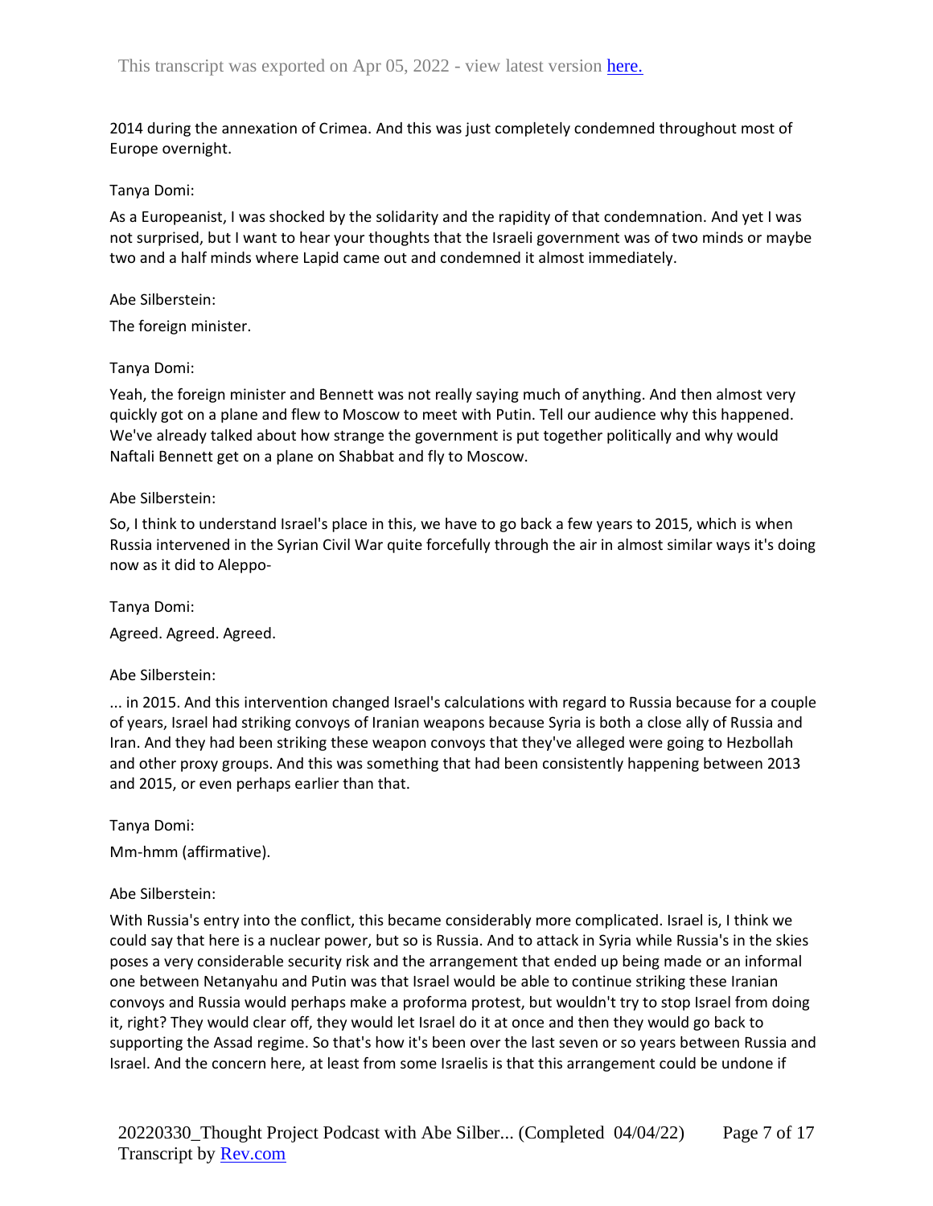2014 during the annexation of Crimea. And this was just completely condemned throughout most of Europe overnight.

Tanya Domi:

As a Europeanist, I was shocked by the solidarity and the rapidity of that condemnation. And yet I was not surprised, but I want to hear your thoughts that the Israeli government was of two minds or maybe two and a half minds where Lapid came out and condemned it almost immediately.

Abe Silberstein:

The foreign minister.

Tanya Domi:

Yeah, the foreign minister and Bennett was not really saying much of anything. And then almost very quickly got on a plane and flew to Moscow to meet with Putin. Tell our audience why this happened. We've already talked about how strange the government is put together politically and why would Naftali Bennett get on a plane on Shabbat and fly to Moscow.

Abe Silberstein:

So, I think to understand Israel's place in this, we have to go back a few years to 2015, which is when Russia intervened in the Syrian Civil War quite forcefully through the air in almost similar ways it's doing now as it did to Aleppo-

Tanya Domi:

Agreed. Agreed. Agreed.

Abe Silberstein:

... in 2015. And this intervention changed Israel's calculations with regard to Russia because for a couple of years, Israel had striking convoys of Iranian weapons because Syria is both a close ally of Russia and Iran. And they had been striking these weapon convoys that they've alleged were going to Hezbollah and other proxy groups. And this was something that had been consistently happening between 2013 and 2015, or even perhaps earlier than that.

Tanya Domi:

Mm-hmm (affirmative).

Abe Silberstein:

With Russia's entry into the conflict, this became considerably more complicated. Israel is, I think we could say that here is a nuclear power, but so is Russia. And to attack in Syria while Russia's in the skies poses a very considerable security risk and the arrangement that ended up being made or an informal one between Netanyahu and Putin was that Israel would be able to continue striking these Iranian convoys and Russia would perhaps make a proforma protest, but wouldn't try to stop Israel from doing it, right? They would clear off, they would let Israel do it at once and then they would go back to supporting the Assad regime. So that's how it's been over the last seven or so years between Russia and Israel. And the concern here, at least from some Israelis is that this arrangement could be undone if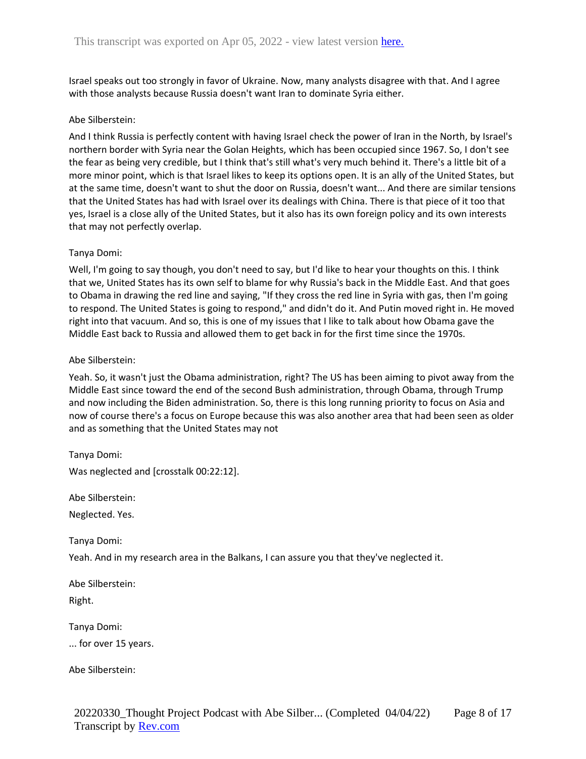Israel speaks out too strongly in favor of Ukraine. Now, many analysts disagree with that. And I agree with those analysts because Russia doesn't want Iran to dominate Syria either.

Abe Silberstein:

And I think Russia is perfectly content with having Israel check the power of Iran in the North, by Israel's northern border with Syria near the Golan Heights, which has been occupied since 1967. So, I don't see the fear as being very credible, but I think that's still what's very much behind it. There's a little bit of a more minor point, which is that Israel likes to keep its options open. It is an ally of the United States, but at the same time, doesn't want to shut the door on Russia, doesn't want... And there are similar tensions that the United States has had with Israel over its dealings with China. There is that piece of it too that yes, Israel is a close ally of the United States, but it also has its own foreign policy and its own interests that may not perfectly overlap.

Tanya Domi:

Well, I'm going to say though, you don't need to say, but I'd like to hear your thoughts on this. I think that we, United States has its own self to blame for why Russia's back in the Middle East. And that goes to Obama in drawing the red line and saying, "If they cross the red line in Syria with gas, then I'm going to respond. The United States is going to respond," and didn't do it. And Putin moved right in. He moved right into that vacuum. And so, this is one of my issues that I like to talk about how Obama gave the Middle East back to Russia and allowed them to get back in for the first time since the 1970s.

Abe Silberstein:

Yeah. So, it wasn't just the Obama administration, right? The US has been aiming to pivot away from the Middle East since toward the end of the second Bush administration, through Obama, through Trump and now including the Biden administration. So, there is this long running priority to focus on Asia and now of course there's a focus on Europe because this was also another area that had been seen as older and as something that the United States may not

Tanya Domi:

Was neglected and [crosstalk 00:22:12].

Abe Silberstein:

Neglected. Yes.

Tanya Domi:

Yeah. And in my research area in the Balkans, I can assure you that they've neglected it.

Abe Silberstein:

Right.

Tanya Domi:

... for over 15 years.

Abe Silberstein: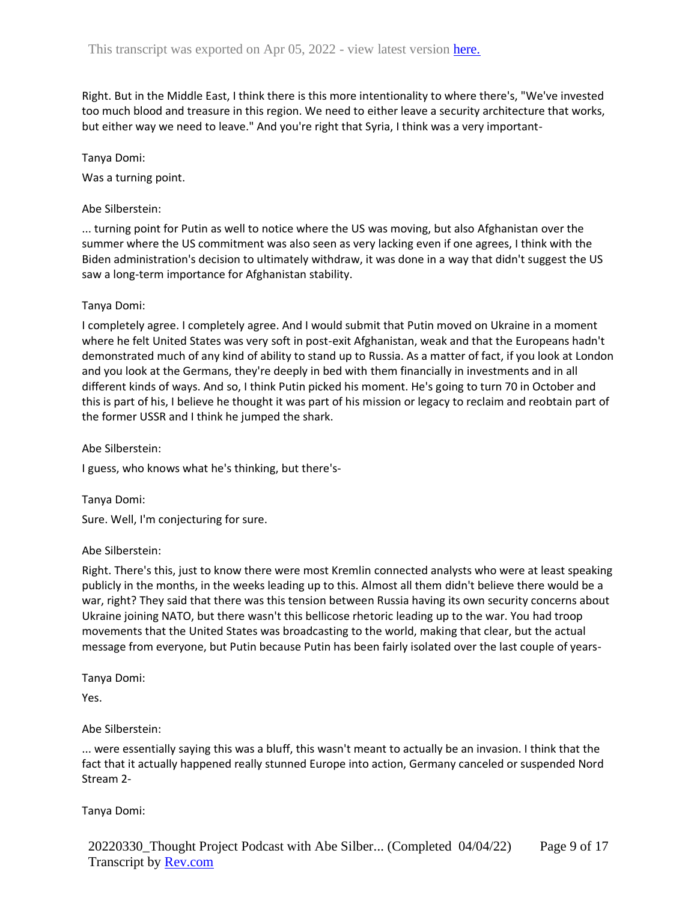Right. But in the Middle East, I think there is this more intentionality to where there's, "We've invested too much blood and treasure in this region. We need to either leave a security architecture that works, but either way we need to leave." And you're right that Syria, I think was a very important-

Tanya Domi:

Was a turning point.

Abe Silberstein:

... turning point for Putin as well to notice where the US was moving, but also Afghanistan over the summer where the US commitment was also seen as very lacking even if one agrees, I think with the Biden administration's decision to ultimately withdraw, it was done in a way that didn't suggest the US saw a long-term importance for Afghanistan stability.

Tanya Domi:

I completely agree. I completely agree. And I would submit that Putin moved on Ukraine in a moment where he felt United States was very soft in post-exit Afghanistan, weak and that the Europeans hadn't demonstrated much of any kind of ability to stand up to Russia. As a matter of fact, if you look at London and you look at the Germans, they're deeply in bed with them financially in investments and in all different kinds of ways. And so, I think Putin picked his moment. He's going to turn 70 in October and this is part of his, I believe he thought it was part of his mission or legacy to reclaim and reobtain part of the former USSR and I think he jumped the shark.

Abe Silberstein:

I guess, who knows what he's thinking, but there's-

Tanya Domi:

Sure. Well, I'm conjecturing for sure.

Abe Silberstein:

Right. There's this, just to know there were most Kremlin connected analysts who were at least speaking publicly in the months, in the weeks leading up to this. Almost all them didn't believe there would be a war, right? They said that there was this tension between Russia having its own security concerns about Ukraine joining NATO, but there wasn't this bellicose rhetoric leading up to the war. You had troop movements that the United States was broadcasting to the world, making that clear, but the actual message from everyone, but Putin because Putin has been fairly isolated over the last couple of years-

Tanya Domi:

Yes.

Abe Silberstein:

... were essentially saying this was a bluff, this wasn't meant to actually be an invasion. I think that the fact that it actually happened really stunned Europe into action, Germany canceled or suspended Nord Stream 2-

Tanya Domi: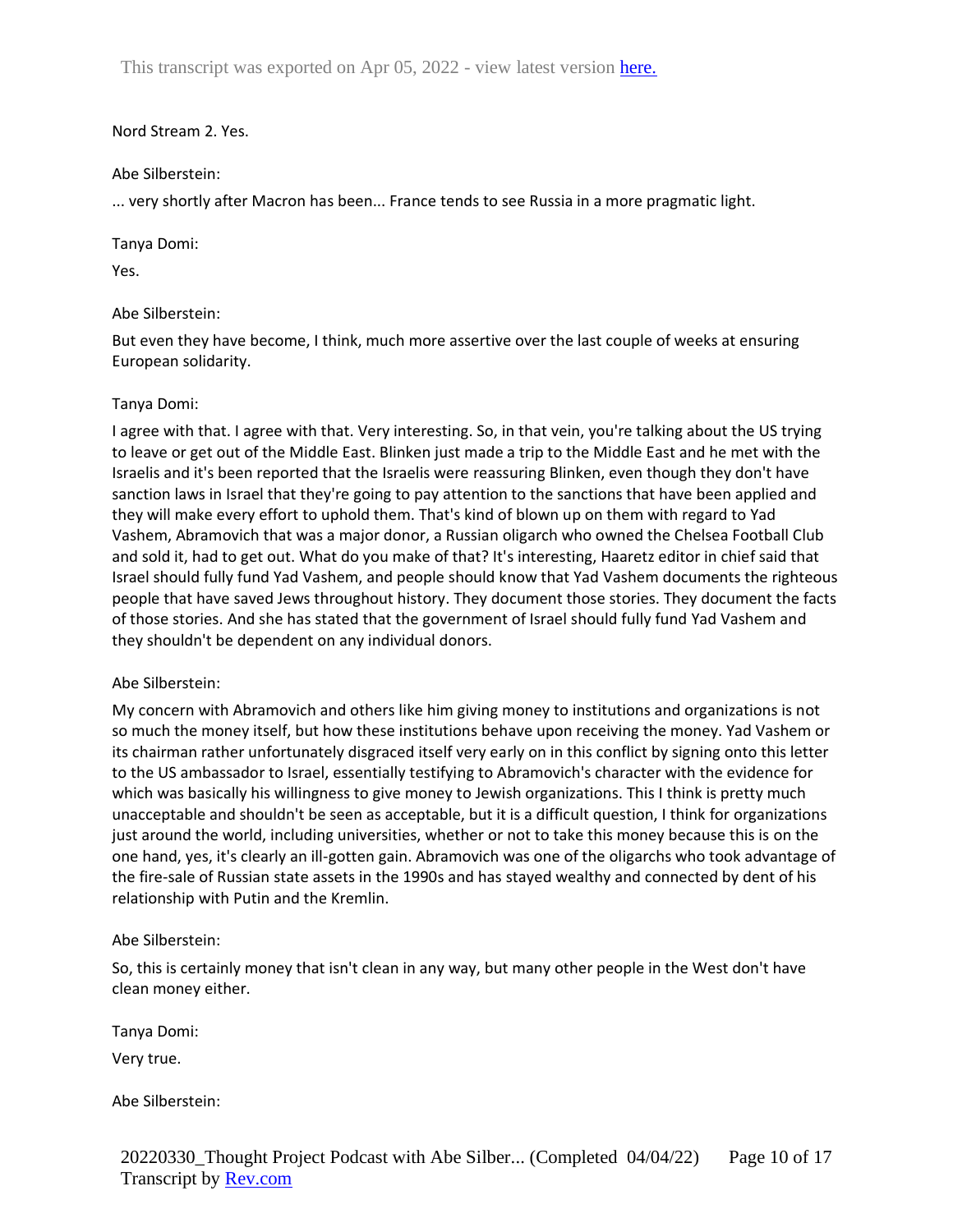Nord Stream 2. Yes.

Abe Silberstein:

... very shortly after Macron has been... France tends to see Russia in a more pragmatic light.

Tanya Domi:

Yes.

Abe Silberstein:

But even they have become, I think, much more assertive over the last couple of weeks at ensuring European solidarity.

Tanya Domi:

I agree with that. I agree with that. Very interesting. So, in that vein, you're talking about the US trying to leave or get out of the Middle East. Blinken just made a trip to the Middle East and he met with the Israelis and it's been reported that the Israelis were reassuring Blinken, even though they don't have sanction laws in Israel that they're going to pay attention to the sanctions that have been applied and they will make every effort to uphold them. That's kind of blown up on them with regard to Yad Vashem, Abramovich that was a major donor, a Russian oligarch who owned the Chelsea Football Club and sold it, had to get out. What do you make of that? It's interesting, Haaretz editor in chief said that Israel should fully fund Yad Vashem, and people should know that Yad Vashem documents the righteous people that have saved Jews throughout history. They document those stories. They document the facts of those stories. And she has stated that the government of Israel should fully fund Yad Vashem and they shouldn't be dependent on any individual donors.

Abe Silberstein:

My concern with Abramovich and others like him giving money to institutions and organizations is not so much the money itself, but how these institutions behave upon receiving the money. Yad Vashem or its chairman rather unfortunately disgraced itself very early on in this conflict by signing onto this letter to the US ambassador to Israel, essentially testifying to Abramovich's character with the evidence for which was basically his willingness to give money to Jewish organizations. This I think is pretty much unacceptable and shouldn't be seen as acceptable, but it is a difficult question, I think for organizations just around the world, including universities, whether or not to take this money because this is on the one hand, yes, it's clearly an ill-gotten gain. Abramovich was one of the oligarchs who took advantage of the fire-sale of Russian state assets in the 1990s and has stayed wealthy and connected by dent of his relationship with Putin and the Kremlin.

Abe Silberstein:

So, this is certainly money that isn't clean in any way, but many other people in the West don't have clean money either.

Tanya Domi:

Very true.

Abe Silberstein: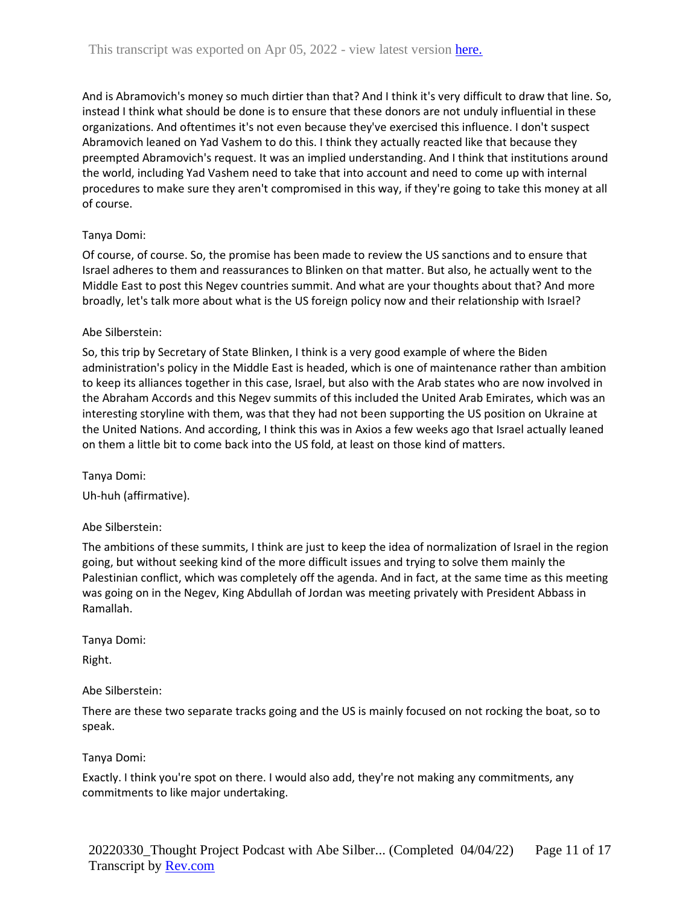And is Abramovich's money so much dirtier than that? And I think it's very difficult to draw that line. So, instead I think what should be done is to ensure that these donors are not unduly influential in these organizations. And oftentimes it's not even because they've exercised this influence. I don't suspect Abramovich leaned on Yad Vashem to do this. I think they actually reacted like that because they preempted Abramovich's request. It was an implied understanding. And I think that institutions around the world, including Yad Vashem need to take that into account and need to come up with internal procedures to make sure they aren't compromised in this way, if they're going to take this money at all of course.

Tanya Domi:

Of course, of course. So, the promise has been made to review the US sanctions and to ensure that Israel adheres to them and reassurances to Blinken on that matter. But also, he actually went to the Middle East to post this Negev countries summit. And what are your thoughts about that? And more broadly, let's talk more about what is the US foreign policy now and their relationship with Israel?

Abe Silberstein:

So, this trip by Secretary of State Blinken, I think is a very good example of where the Biden administration's policy in the Middle East is headed, which is one of maintenance rather than ambition to keep its alliances together in this case, Israel, but also with the Arab states who are now involved in the Abraham Accords and this Negev summits of this included the United Arab Emirates, which was an interesting storyline with them, was that they had not been supporting the US position on Ukraine at the United Nations. And according, I think this was in Axios a few weeks ago that Israel actually leaned on them a little bit to come back into the US fold, at least on those kind of matters.

Tanya Domi:

Uh-huh (affirmative).

Abe Silberstein:

The ambitions of these summits, I think are just to keep the idea of normalization of Israel in the region going, but without seeking kind of the more difficult issues and trying to solve them mainly the Palestinian conflict, which was completely off the agenda. And in fact, at the same time as this meeting was going on in the Negev, King Abdullah of Jordan was meeting privately with President Abbass in Ramallah.

Tanya Domi:

Right.

Abe Silberstein:

There are these two separate tracks going and the US is mainly focused on not rocking the boat, so to speak.

Tanya Domi:

Exactly. I think you're spot on there. I would also add, they're not making any commitments, any commitments to like major undertaking.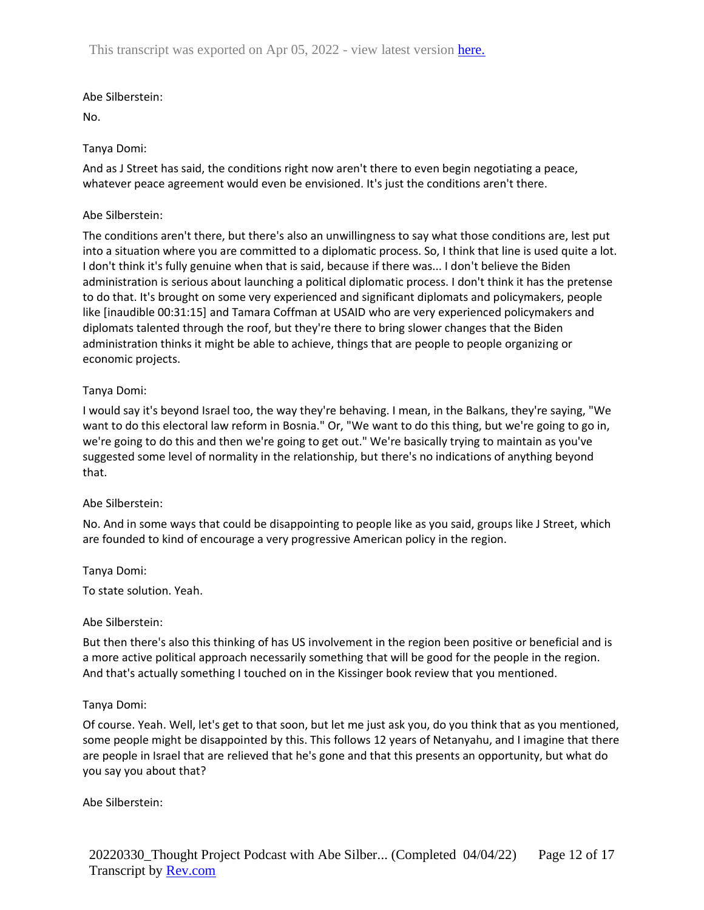Abe Silberstein:

No.

Tanya Domi:

And as J Street has said, the conditions right now aren't there to even begin negotiating a peace, whatever peace agreement would even be envisioned. It's just the conditions aren't there.

Abe Silberstein:

The conditions aren't there, but there's also an unwillingness to say what those conditions are, lest put into a situation where you are committed to a diplomatic process. So, I think that line is used quite a lot. I don't think it's fully genuine when that is said, because if there was... I don't believe the Biden administration is serious about launching a political diplomatic process. I don't think it has the pretense to do that. It's brought on some very experienced and significant diplomats and policymakers, people like [inaudible 00:31:15] and Tamara Coffman at USAID who are very experienced policymakers and diplomats talented through the roof, but they're there to bring slower changes that the Biden administration thinks it might be able to achieve, things that are people to people organizing or economic projects.

Tanya Domi:

I would say it's beyond Israel too, the way they're behaving. I mean, in the Balkans, they're saying, "We want to do this electoral law reform in Bosnia." Or, "We want to do this thing, but we're going to go in, we're going to do this and then we're going to get out." We're basically trying to maintain as you've suggested some level of normality in the relationship, but there's no indications of anything beyond that.

Abe Silberstein:

No. And in some ways that could be disappointing to people like as you said, groups like J Street, which are founded to kind of encourage a very progressive American policy in the region.

Tanya Domi:

To state solution. Yeah.

Abe Silberstein:

But then there's also this thinking of has US involvement in the region been positive or beneficial and is a more active political approach necessarily something that will be good for the people in the region. And that's actually something I touched on in the Kissinger book review that you mentioned.

Tanya Domi:

Of course. Yeah. Well, let's get to that soon, but let me just ask you, do you think that as you mentioned, some people might be disappointed by this. This follows 12 years of Netanyahu, and I imagine that there are people in Israel that are relieved that he's gone and that this presents an opportunity, but what do you say you about that?

Abe Silberstein: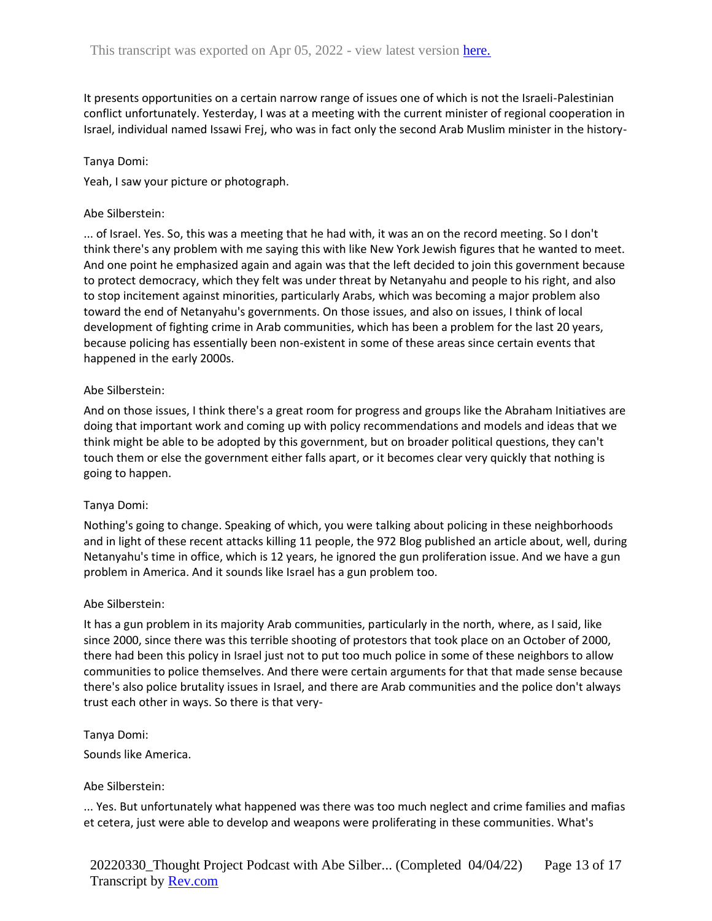It presents opportunities on a certain narrow range of issues one of which is not the Israeli-Palestinian conflict unfortunately. Yesterday, I was at a meeting with the current minister of regional cooperation in Israel, individual named Issawi Frej, who was in fact only the second Arab Muslim minister in the history-

Tanya Domi:

Yeah, I saw your picture or photograph.

Abe Silberstein:

... of Israel. Yes. So, this was a meeting that he had with, it was an on the record meeting. So I don't think there's any problem with me saying this with like New York Jewish figures that he wanted to meet. And one point he emphasized again and again was that the left decided to join this government because to protect democracy, which they felt was under threat by Netanyahu and people to his right, and also to stop incitement against minorities, particularly Arabs, which was becoming a major problem also toward the end of Netanyahu's governments. On those issues, and also on issues, I think of local development of fighting crime in Arab communities, which has been a problem for the last 20 years, because policing has essentially been non-existent in some of these areas since certain events that happened in the early 2000s.

Abe Silberstein:

And on those issues, I think there's a great room for progress and groups like the Abraham Initiatives are doing that important work and coming up with policy recommendations and models and ideas that we think might be able to be adopted by this government, but on broader political questions, they can't touch them or else the government either falls apart, or it becomes clear very quickly that nothing is going to happen.

Tanya Domi:

Nothing's going to change. Speaking of which, you were talking about policing in these neighborhoods and in light of these recent attacks killing 11 people, the 972 Blog published an article about, well, during Netanyahu's time in office, which is 12 years, he ignored the gun proliferation issue. And we have a gun problem in America. And it sounds like Israel has a gun problem too.

Abe Silberstein:

It has a gun problem in its majority Arab communities, particularly in the north, where, as I said, like since 2000, since there was this terrible shooting of protestors that took place on an October of 2000, there had been this policy in Israel just not to put too much police in some of these neighbors to allow communities to police themselves. And there were certain arguments for that that made sense because there's also police brutality issues in Israel, and there are Arab communities and the police don't always trust each other in ways. So there is that very-

Tanya Domi:

Sounds like America.

Abe Silberstein:

... Yes. But unfortunately what happened was there was too much neglect and crime families and mafias et cetera, just were able to develop and weapons were proliferating in these communities. What's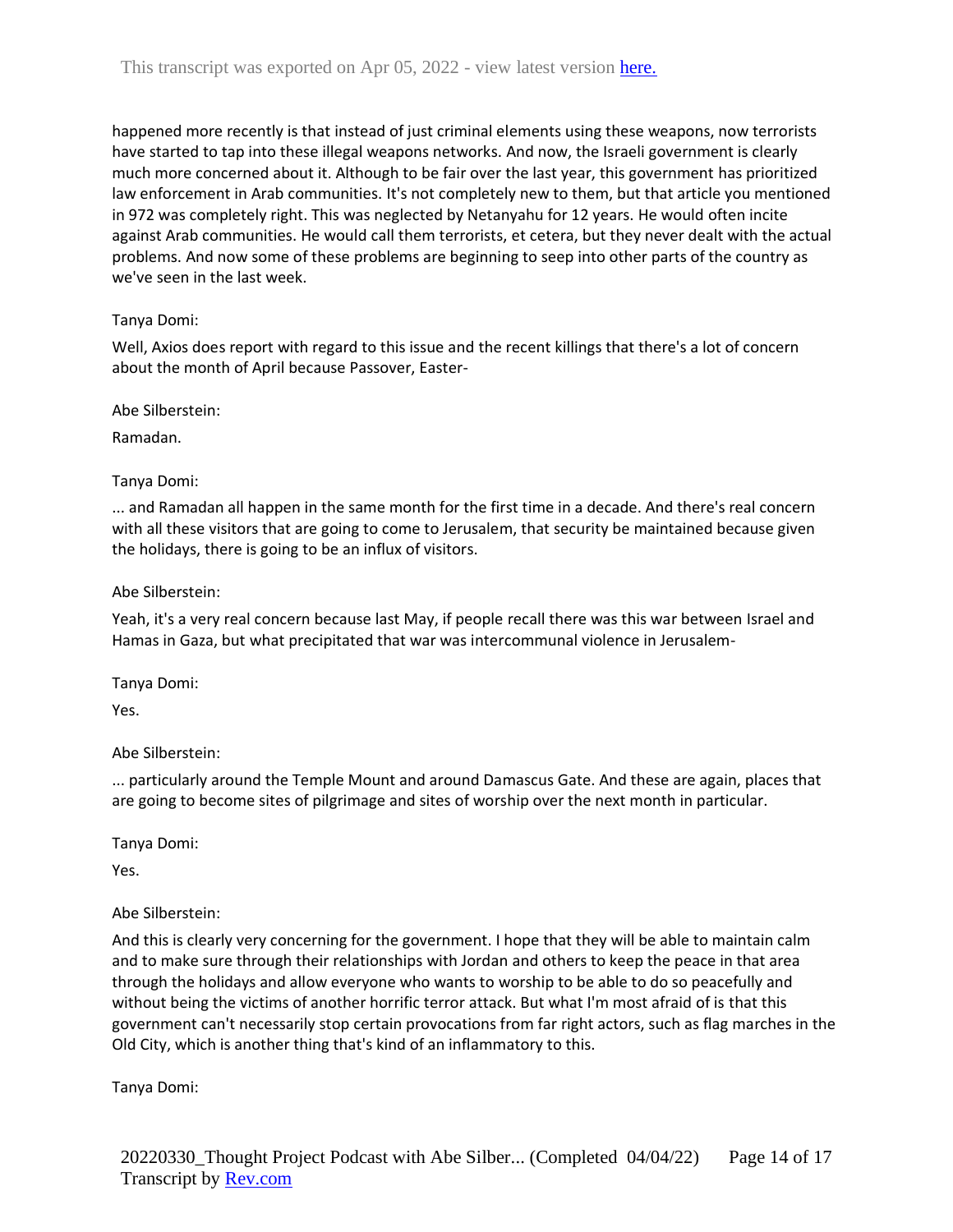happened more recently is that instead of just criminal elements using these weapons, now terrorists have started to tap into these illegal weapons networks. And now, the Israeli government is clearly much more concerned about it. Although to be fair over the last year, this government has prioritized law enforcement in Arab communities. It's not completely new to them, but that article you mentioned in 972 was completely right. This was neglected by Netanyahu for 12 years. He would often incite against Arab communities. He would call them terrorists, et cetera, but they never dealt with the actual problems. And now some of these problems are beginning to seep into other parts of the country as we've seen in the last week.

Tanya Domi:

Well, Axios does report with regard to this issue and the recent killings that there's a lot of concern about the month of April because Passover, Easter-

Abe Silberstein:

Ramadan.

Tanya Domi:

... and Ramadan all happen in the same month for the first time in a decade. And there's real concern with all these visitors that are going to come to Jerusalem, that security be maintained because given the holidays, there is going to be an influx of visitors.

Abe Silberstein:

Yeah, it's a very real concern because last May, if people recall there was this war between Israel and Hamas in Gaza, but what precipitated that war was intercommunal violence in Jerusalem-

Tanya Domi:

Yes.

Abe Silberstein:

... particularly around the Temple Mount and around Damascus Gate. And these are again, places that are going to become sites of pilgrimage and sites of worship over the next month in particular.

Tanya Domi:

Yes.

Abe Silberstein:

And this is clearly very concerning for the government. I hope that they will be able to maintain calm and to make sure through their relationships with Jordan and others to keep the peace in that area through the holidays and allow everyone who wants to worship to be able to do so peacefully and without being the victims of another horrific terror attack. But what I'm most afraid of is that this government can't necessarily stop certain provocations from far right actors, such as flag marches in the Old City, which is another thing that's kind of an inflammatory to this.

Tanya Domi: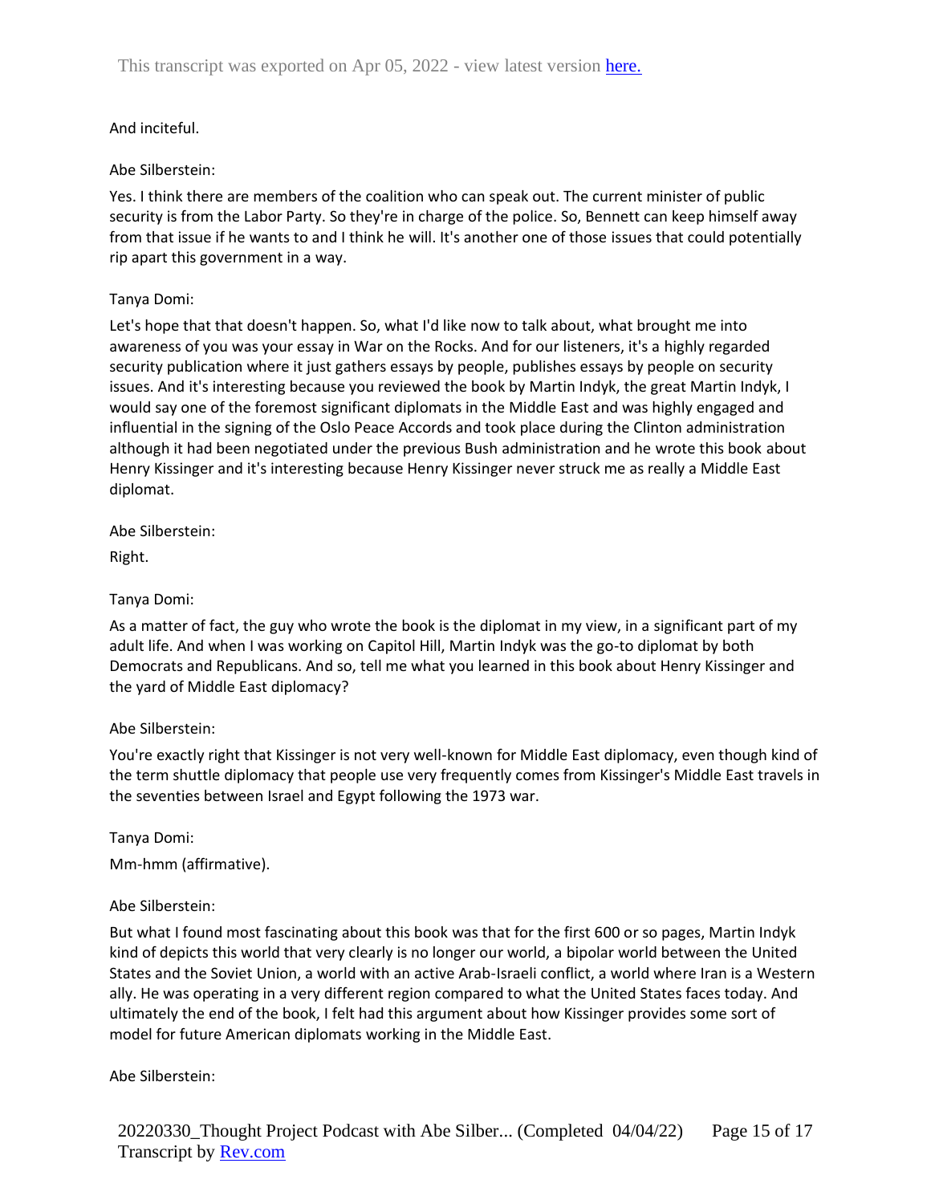And inciteful.

Abe Silberstein:

Yes. I think there are members of the coalition who can speak out. The current minister of public security is from the Labor Party. So they're in charge of the police. So, Bennett can keep himself away from that issue if he wants to and I think he will. It's another one of those issues that could potentially rip apart this government in a way.

Tanya Domi:

Let's hope that that doesn't happen. So, what I'd like now to talk about, what brought me into awareness of you was your essay in War on the Rocks. And for our listeners, it's a highly regarded security publication where it just gathers essays by people, publishes essays by people on security issues. And it's interesting because you reviewed the book by Martin Indyk, the great Martin Indyk, I would say one of the foremost significant diplomats in the Middle East and was highly engaged and influential in the signing of the Oslo Peace Accords and took place during the Clinton administration although it had been negotiated under the previous Bush administration and he wrote this book about Henry Kissinger and it's interesting because Henry Kissinger never struck me as really a Middle East diplomat.

Abe Silberstein:

Right.

Tanya Domi:

As a matter of fact, the guy who wrote the book is the diplomat in my view, in a significant part of my adult life. And when I was working on Capitol Hill, Martin Indyk was the go-to diplomat by both Democrats and Republicans. And so, tell me what you learned in this book about Henry Kissinger and the yard of Middle East diplomacy?

Abe Silberstein:

You're exactly right that Kissinger is not very well-known for Middle East diplomacy, even though kind of the term shuttle diplomacy that people use very frequently comes from Kissinger's Middle East travels in the seventies between Israel and Egypt following the 1973 war.

Tanya Domi:

Mm-hmm (affirmative).

Abe Silberstein:

But what I found most fascinating about this book was that for the first 600 or so pages, Martin Indyk kind of depicts this world that very clearly is no longer our world, a bipolar world between the United States and the Soviet Union, a world with an active Arab-Israeli conflict, a world where Iran is a Western ally. He was operating in a very different region compared to what the United States faces today. And ultimately the end of the book, I felt had this argument about how Kissinger provides some sort of model for future American diplomats working in the Middle East.

Abe Silberstein: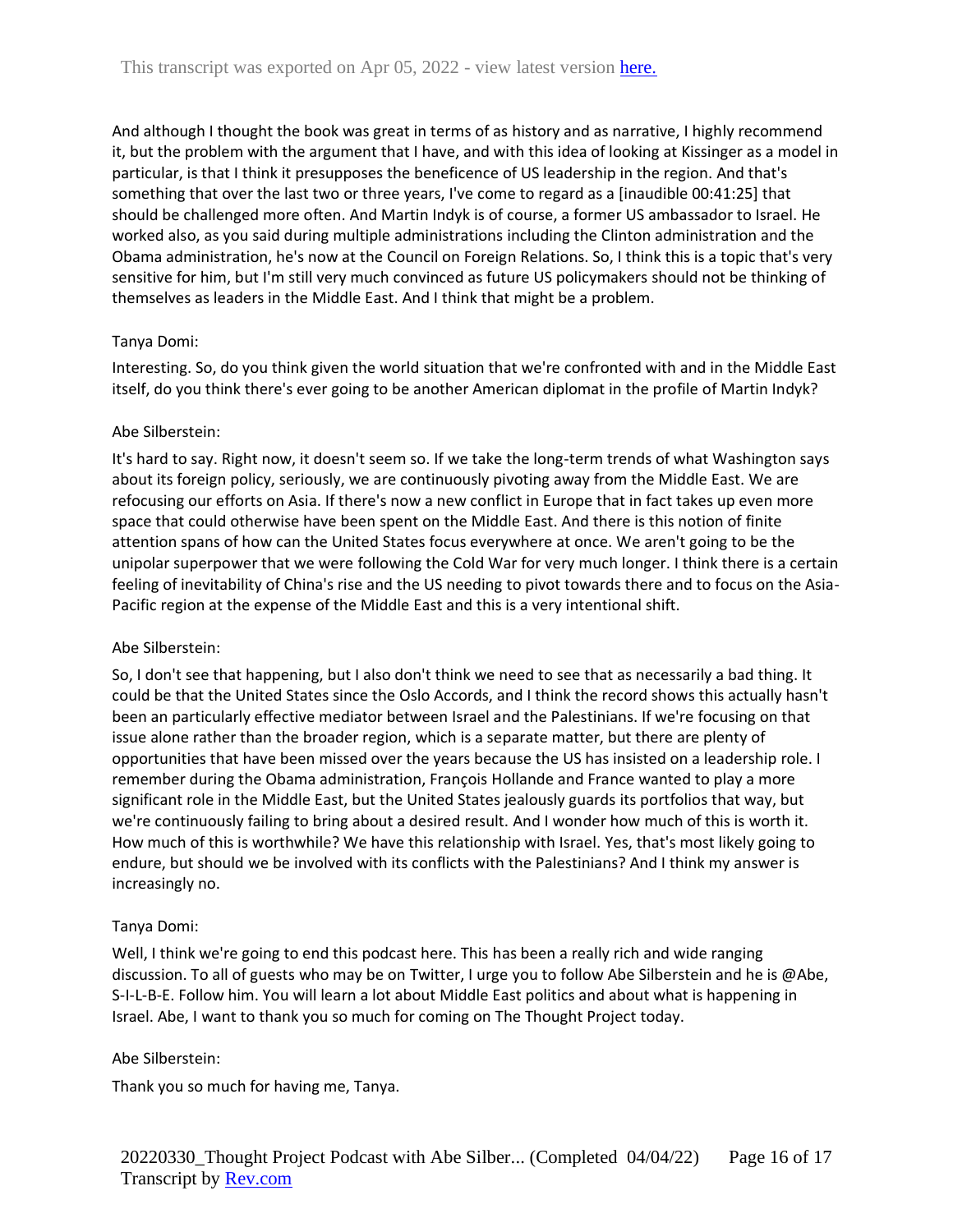And although I thought the book was great in terms of as history and as narrative, I highly recommend it, but the problem with the argument that I have, and with this idea of looking at Kissinger as a model in particular, is that I think it presupposes the beneficence of US leadership in the region. And that's something that over the last two or three years, I've come to regard as a [inaudible 00:41:25] that should be challenged more often. And Martin Indyk is of course, a former US ambassador to Israel. He worked also, as you said during multiple administrations including the Clinton administration and the Obama administration, he's now at the Council on Foreign Relations. So, I think this is a topic that's very sensitive for him, but I'm still very much convinced as future US policymakers should not be thinking of themselves as leaders in the Middle East. And I think that might be a problem.

Tanya Domi:

Interesting. So, do you think given the world situation that we're confronted with and in the Middle East itself, do you think there's ever going to be another American diplomat in the profile of Martin Indyk?

Abe Silberstein:

It's hard to say. Right now, it doesn't seem so. If we take the long-term trends of what Washington says about its foreign policy, seriously, we are continuously pivoting away from the Middle East. We are refocusing our efforts on Asia. If there's now a new conflict in Europe that in fact takes up even more space that could otherwise have been spent on the Middle East. And there is this notion of finite attention spans of how can the United States focus everywhere at once. We aren't going to be the unipolar superpower that we were following the Cold War for very much longer. I think there is a certain feeling of inevitability of China's rise and the US needing to pivot towards there and to focus on the Asia-Pacific region at the expense of the Middle East and this is a very intentional shift.

Abe Silberstein:

So, I don't see that happening, but I also don't think we need to see that as necessarily a bad thing. It could be that the United States since the Oslo Accords, and I think the record shows this actually hasn't been an particularly effective mediator between Israel and the Palestinians. If we're focusing on that issue alone rather than the broader region, which is a separate matter, but there are plenty of opportunities that have been missed over the years because the US has insisted on a leadership role. I remember during the Obama administration, François Hollande and France wanted to play a more significant role in the Middle East, but the United States jealously guards its portfolios that way, but we're continuously failing to bring about a desired result. And I wonder how much of this is worth it. How much of this is worthwhile? We have this relationship with Israel. Yes, that's most likely going to endure, but should we be involved with its conflicts with the Palestinians? And I think my answer is increasingly no.

Tanya Domi:

Well, I think we're going to end this podcast here. This has been a really rich and wide ranging discussion. To all of guests who may be on Twitter, I urge you to follow Abe Silberstein and he is @Abe, S-I-L-B-E. Follow him. You will learn a lot about Middle East politics and about what is happening in Israel. Abe, I want to thank you so much for coming on The Thought Project today.

Abe Silberstein:

Thank you so much for having me, Tanya.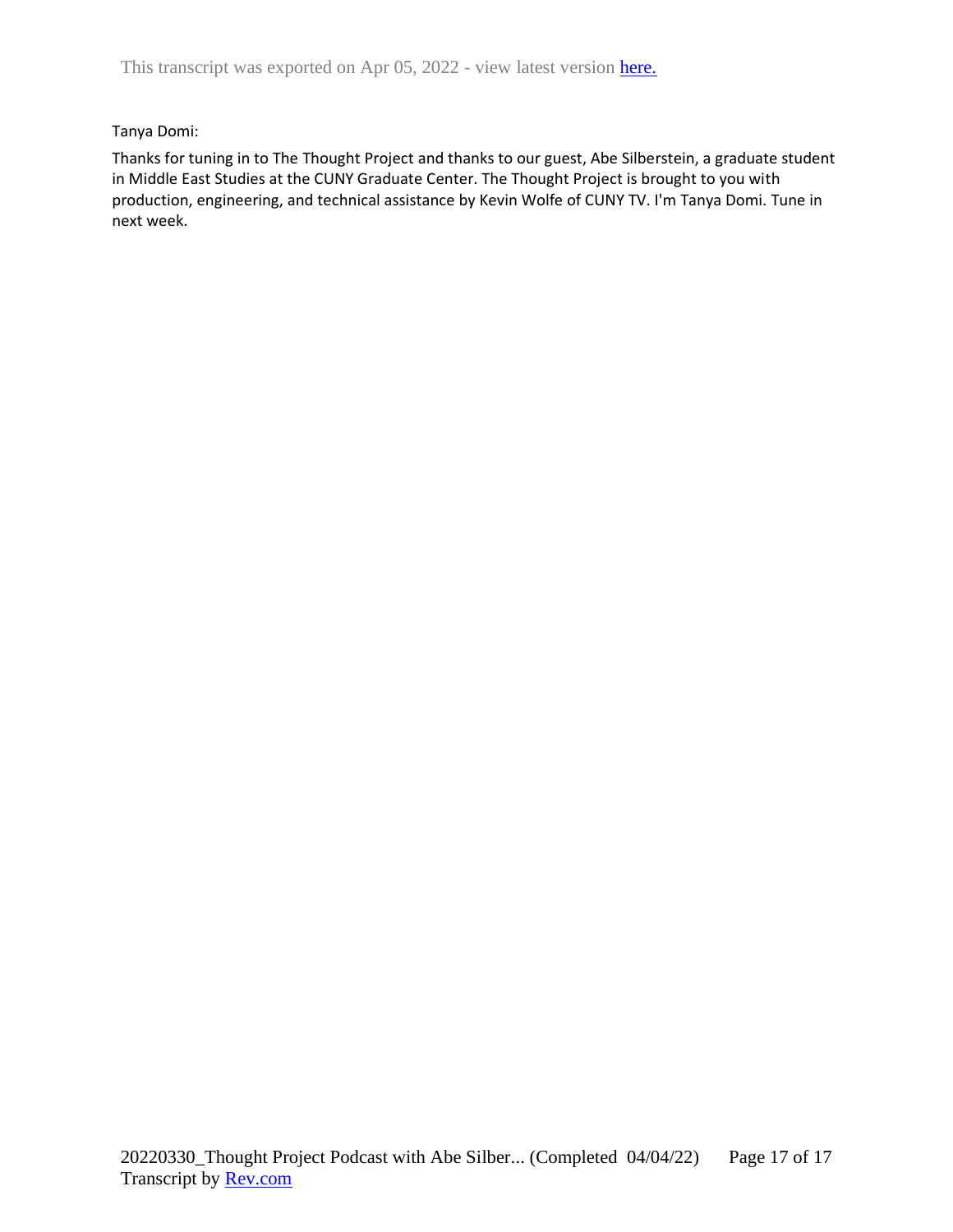Tanya Domi:

Thanks for tuning in to The Thought Project and thanks to our guest, Abe Silberstein, a graduate student in Middle East Studies at the CUNY Graduate Center. The Thought Project is brought to you with production, engineering, and technical assistance by Kevin Wolfe of CUNY TV. I'm Tanya Domi. Tune in next week.